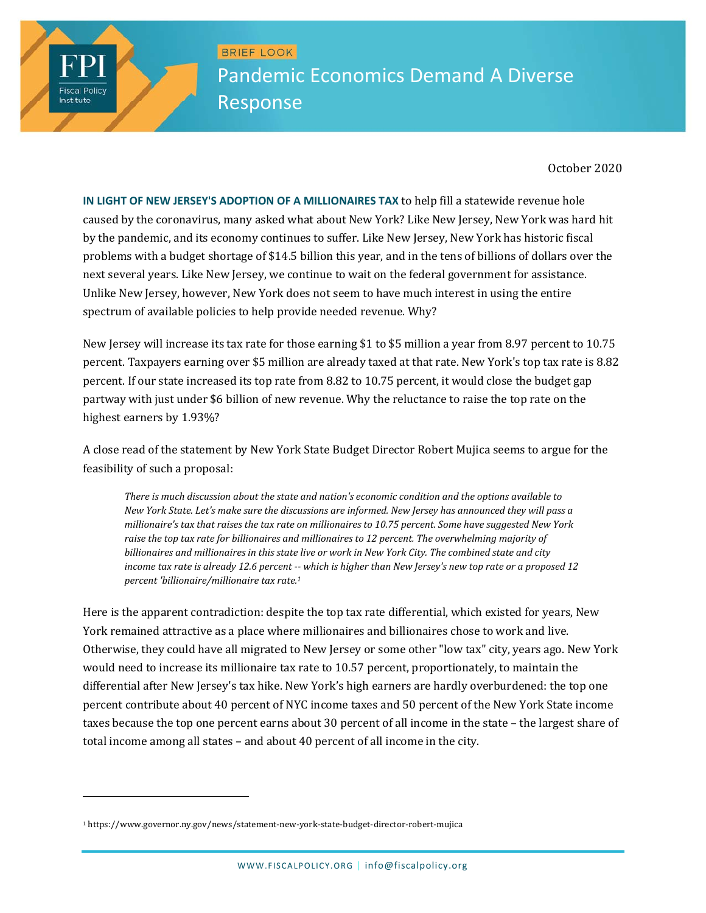BRIEF LOOK

# Pandemic Economics Demand A Diverse Response

October 2020

**IN LIGHT OF NEW JERSEY'S ADOPTION OF A MILLIONAIRES TAX** to help fill a statewide revenue hole caused by the coronavirus, many asked what about New York? Like New Jersey, New York was hard hit by the pandemic, and its economy continues to suffer. Like New Jersey, New York has historic fiscal problems with a budget shortage of $14.5 billion this year, and in the tens of billions of dollars over the next several years. Like New Jersey, we continue to wait on the federal government for assistance. Unlike New Jersey, however, New York does not seem to have much interest in using the entire spectrum of available policies to help provide needed revenue. Why?

New Jersey will increase its tax rate for those earning $1 to $5 million a year from 8.97 percent to 10.75 percent. Taxpayers earning over $5 million are already taxed at that rate. New York's top tax rate is 8.82 percent. If our state increased its top rate from 8.82 to 10.75 percent, it would close the budget gap partway with just under $6 billion of new revenue. Why the reluctance to raise the top rate on the highest earners by 1.93%?

A close read of the statement by New York State Budget Director Robert Mujica seems to argue for the feasibility of such a proposal:

> *There is much discussion about the state and nation's economic condition and the options available to New York State. Let's make sure the discussions are informed. New Jersey has announced they will pass a millionaire's tax that raises the tax rate on millionaires to 10.75 percent. Some have suggested New York raise the top tax rate for billionaires and millionaires to 12 percent. The overwhelming majority of billionaires and millionaires in this state live or work in New York City. The combined state and city income tax rate is already 12.6 percent -- which is higher than New Jersey's new top rate or a proposed 12 percent 'billionaire/millionaire tax rate.*[1]

Here is the apparent contradiction: despite the top tax rate differential, which existed for years, New York remained attractive as a place where millionaires and billionaires chose to work and live. Otherwise, they could have all migrated to New Jersey or some other "low tax" city, years ago. New York would need to increase its millionaire tax rate to 10.57 percent, proportionately, to maintain the differential after New Jersey's tax hike. New York's high earners are hardly overburdened: the top one percent contribute about 40 percent of NYC income taxes and 50 percent of the New York State income taxes because the top one percent earns about 30 percent of all income in the state – the largest share of total income among all states – and about 40 percent of all income in the city.

---

[1] https://www.governor.ny.gov/news/statement-new-york-state-budget-director-robert-mujica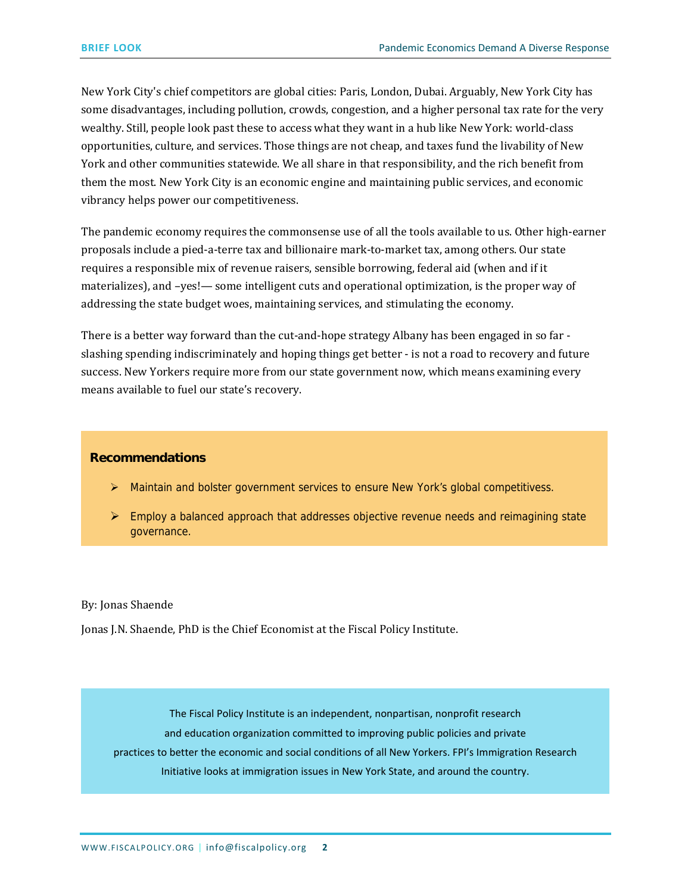New York City's chief competitors are global cities: Paris, London, Dubai. Arguably, New York City has some disadvantages, including pollution, crowds, congestion, and a higher personal tax rate for the very wealthy. Still, people look past these to access what they want in a hub like New York: world-class opportunities, culture, and services. Those things are not cheap, and taxes fund the livability of New York and other communities statewide. We all share in that responsibility, and the rich benefit from them the most. New York City is an economic engine and maintaining public services, and economic vibrancy helps power our competitiveness.

The pandemic economy requires the commonsense use of all the tools available to us. Other high-earner proposals include a pied-a-terre tax and billionaire mark-to-market tax, among others. Our state requires a responsible mix of revenue raisers, sensible borrowing, federal aid (when and if it materializes), and –yes!— some intelligent cuts and operational optimization, is the proper way of addressing the state budget woes, maintaining services, and stimulating the economy.

There is a better way forward than the cut-and-hope strategy Albany has been engaged in so far - slashing spending indiscriminately and hoping things get better - is not a road to recovery and future success. New Yorkers require more from our state government now, which means examining every means available to fuel our state's recovery.

**Recommendations**

- Maintain and bolster government services to ensure New York's global competitivess.
- Employ a balanced approach that addresses objective revenue needs and reimagining state governance.

By: Jonas Shaende

Jonas J.N. Shaende, PhD is the Chief Economist at the Fiscal Policy Institute.

The Fiscal Policy Institute is an independent, nonpartisan, nonprofit research and education organization committed to improving public policies and private practices to better the economic and social conditions of all New Yorkers. FPI's Immigration Research Initiative looks at immigration issues in New York State, and around the country.